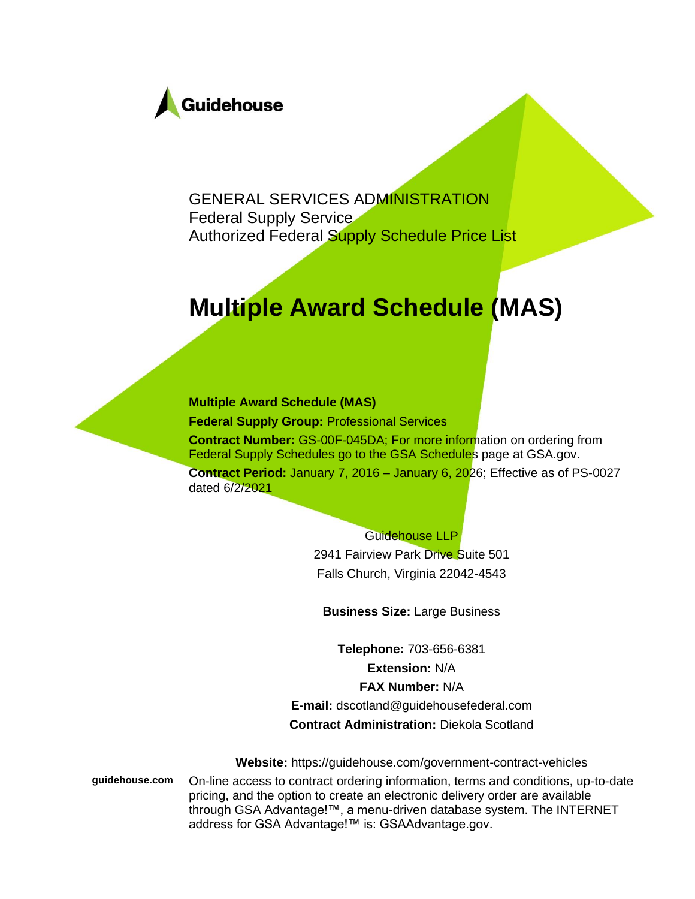Guidehouse

GENERAL SERVICES ADMINISTRATION
Federal Supply Service
Authorized Federal Supply Schedule Price List

# Multiple Award Schedule (MAS)

**Multiple Award Schedule (MAS)**

**Federal Supply Group:** Professional Services

**Contract Number:** GS-00F-045DA; For more information on ordering from Federal Supply Schedules go to the GSA Schedules page at GSA.gov.

**Contract Period:** January 7, 2016 – January 6, 2026; Effective as of PS-0027 dated 6/2/2021

Guidehouse LLP
2941 Fairview Park Drive Suite 501
Falls Church, Virginia 22042-4543

**Business Size:** Large Business

**Telephone:** 703-656-6381

**Extension:** N/A

**FAX Number:** N/A

**E-mail:** dscotland@guidehousefederal.com

**Contract Administration:** Diekola Scotland

**Website:** https://guidehouse.com/government-contract-vehicles

On-line access to contract ordering information, terms and conditions, up-to-date pricing, and the option to create an electronic delivery order are available through GSA Advantage!™, a menu-driven database system. The INTERNET address for GSA Advantage!™ is: GSAAdvantage.gov.

guidehouse.com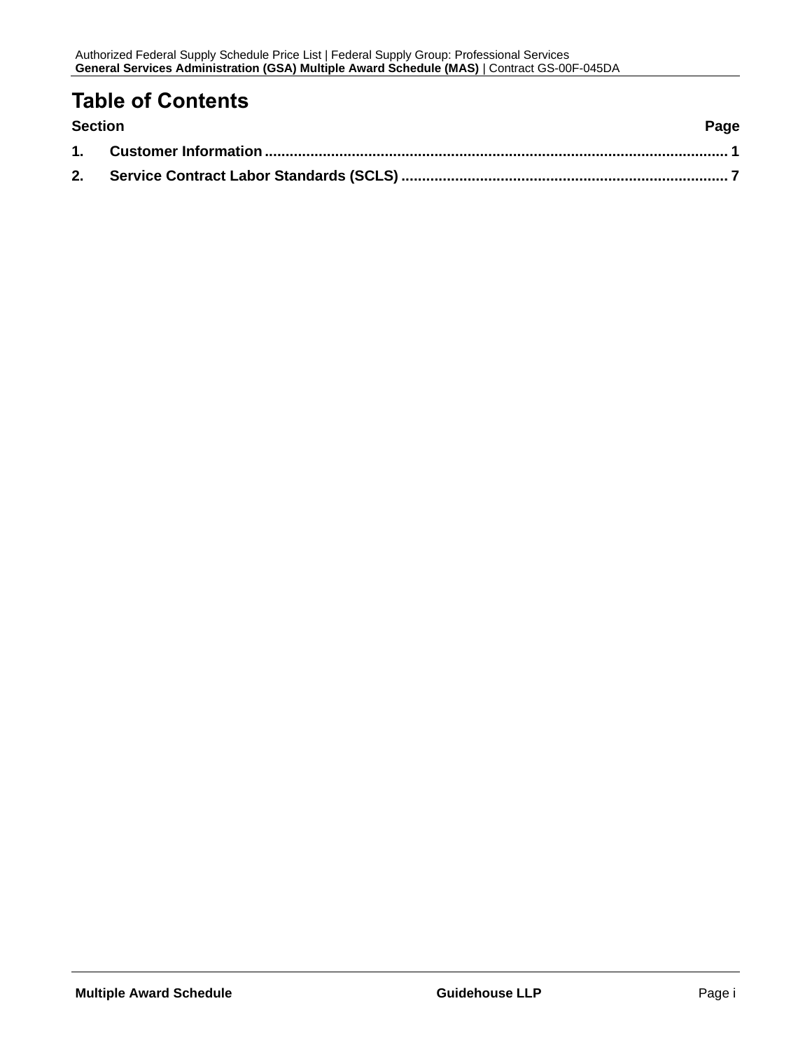# Table of Contents

| Section | Page |
| --- | --- |
| 1. Customer Information | 1 |
| 2. Service Contract Labor Standards (SCLS) | 7 |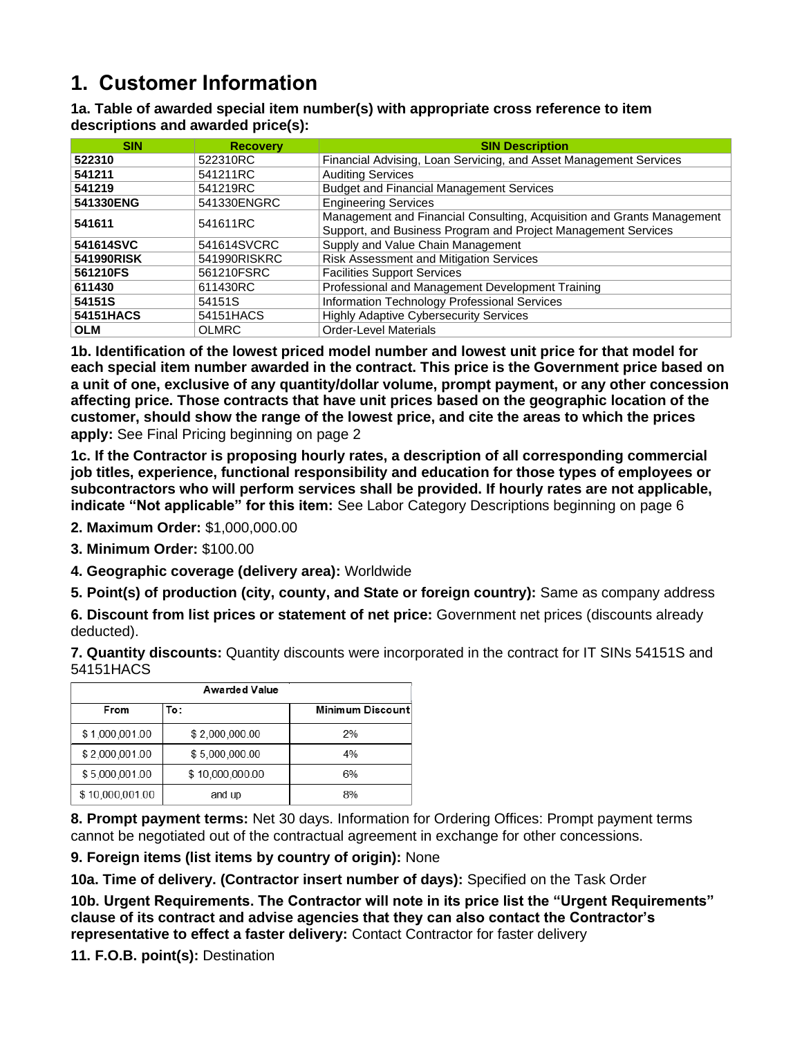# 1. Customer Information

**1a. Table of awarded special item number(s) with appropriate cross reference to item descriptions and awarded price(s):**

| SIN | Recovery | SIN Description |
|---|---|---|
| **522310** | 522310RC | Financial Advising, Loan Servicing, and Asset Management Services |
| **541211** | 541211RC | Auditing Services |
| **541219** | 541219RC | Budget and Financial Management Services |
| **541330ENG** | 541330ENGRC | Engineering Services |
| **541611** | 541611RC | Management and Financial Consulting, Acquisition and Grants Management Support, and Business Program and Project Management Services |
| **541614SVC** | 541614SVCRC | Supply and Value Chain Management |
| **541990RISK** | 541990RISKRC | Risk Assessment and Mitigation Services |
| **561210FS** | 561210FSRC | Facilities Support Services |
| **611430** | 611430RC | Professional and Management Development Training |
| **54151S** | 54151S | Information Technology Professional Services |
| **54151HACS** | 54151HACS | Highly Adaptive Cybersecurity Services |
| **OLM** | OLMRC | Order-Level Materials |

**1b. Identification of the lowest priced model number and lowest unit price for that model for each special item number awarded in the contract. This price is the Government price based on a unit of one, exclusive of any quantity/dollar volume, prompt payment, or any other concession affecting price. Those contracts that have unit prices based on the geographic location of the customer, should show the range of the lowest price, and cite the areas to which the prices apply:** See Final Pricing beginning on page 2

**1c. If the Contractor is proposing hourly rates, a description of all corresponding commercial job titles, experience, functional responsibility and education for those types of employees or subcontractors who will perform services shall be provided. If hourly rates are not applicable, indicate "Not applicable" for this item:** See Labor Category Descriptions beginning on page 6

**2. Maximum Order:** $1,000,000.00

**3. Minimum Order:** $100.00

**4. Geographic coverage (delivery area):** Worldwide

**5. Point(s) of production (city, county, and State or foreign country):** Same as company address

**6. Discount from list prices or statement of net price:** Government net prices (discounts already deducted).

**7. Quantity discounts:** Quantity discounts were incorporated in the contract for IT SINs 54151S and 54151HACS

| Awarded Value | | |
|---|---|---|
| **From** | **To:** | **Minimum Discount** |
| $ 1,000,001.00 | $ 2,000,000.00 | 2% |
| $ 2,000,001.00 | $ 5,000,000.00 | 4% |
| $ 5,000,001.00 | $ 10,000,000.00 | 6% |
| $ 10,000,001.00 | and up | 8% |

**8. Prompt payment terms:** Net 30 days. Information for Ordering Offices: Prompt payment terms cannot be negotiated out of the contractual agreement in exchange for other concessions.

**9. Foreign items (list items by country of origin):** None

**10a. Time of delivery. (Contractor insert number of days):** Specified on the Task Order

**10b. Urgent Requirements. The Contractor will note in its price list the "Urgent Requirements" clause of its contract and advise agencies that they can also contact the Contractor's representative to effect a faster delivery:** Contact Contractor for faster delivery

**11. F.O.B. point(s):** Destination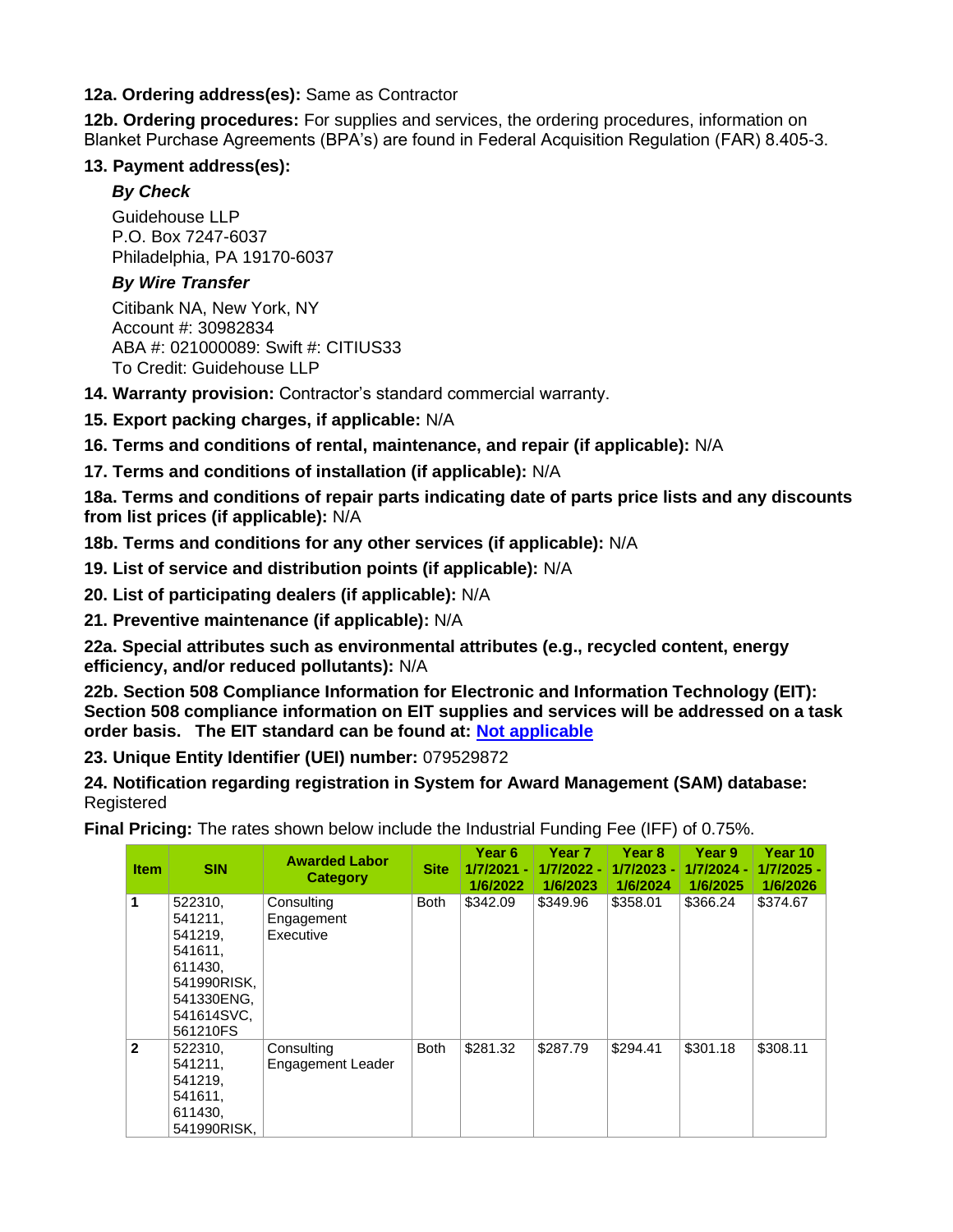**12a. Ordering address(es):** Same as Contractor

**12b. Ordering procedures:** For supplies and services, the ordering procedures, information on Blanket Purchase Agreements (BPA's) are found in Federal Acquisition Regulation (FAR) 8.405-3.

**13. Payment address(es):**

*By Check*

Guidehouse LLP
P.O. Box 7247-6037
Philadelphia, PA 19170-6037

*By Wire Transfer*

Citibank NA, New York, NY
Account #: 30982834
ABA #: 021000089: Swift #: CITIUS33
To Credit: Guidehouse LLP

**14. Warranty provision:** Contractor's standard commercial warranty.

**15. Export packing charges, if applicable:** N/A

**16. Terms and conditions of rental, maintenance, and repair (if applicable):** N/A

**17. Terms and conditions of installation (if applicable):** N/A

**18a. Terms and conditions of repair parts indicating date of parts price lists and any discounts from list prices (if applicable):** N/A

**18b. Terms and conditions for any other services (if applicable):** N/A

**19. List of service and distribution points (if applicable):** N/A

**20. List of participating dealers (if applicable):** N/A

**21. Preventive maintenance (if applicable):** N/A

**22a. Special attributes such as environmental attributes (e.g., recycled content, energy efficiency, and/or reduced pollutants):** N/A

**22b. Section 508 Compliance Information for Electronic and Information Technology (EIT): Section 508 compliance information on EIT supplies and services will be addressed on a task order basis. The EIT standard can be found at: Not applicable**

**23. Unique Entity Identifier (UEI) number:** 079529872

**24. Notification regarding registration in System for Award Management (SAM) database:** Registered

**Final Pricing:** The rates shown below include the Industrial Funding Fee (IFF) of 0.75%.

| Item | SIN | Awarded Labor Category | Site | Year 6 1/7/2021 - 1/6/2022 | Year 7 1/7/2022 - 1/6/2023 | Year 8 1/7/2023 - 1/6/2024 | Year 9 1/7/2024 - 1/6/2025 | Year 10 1/7/2025 - 1/6/2026 |
|---|---|---|---|---|---|---|---|---|
| 1 | 522310, 541211, 541219, 541611, 611430, 541990RISK, 541330ENG, 541614SVC, 561210FS | Consulting Engagement Executive | Both | $342.09 | $349.96 | $358.01 | $366.24 | $374.67 |
| 2 | 522310, 541211, 541219, 541611, 611430, 541990RISK, | Consulting Engagement Leader | Both | $281.32 | $287.79 | $294.41 | $301.18 | $308.11 |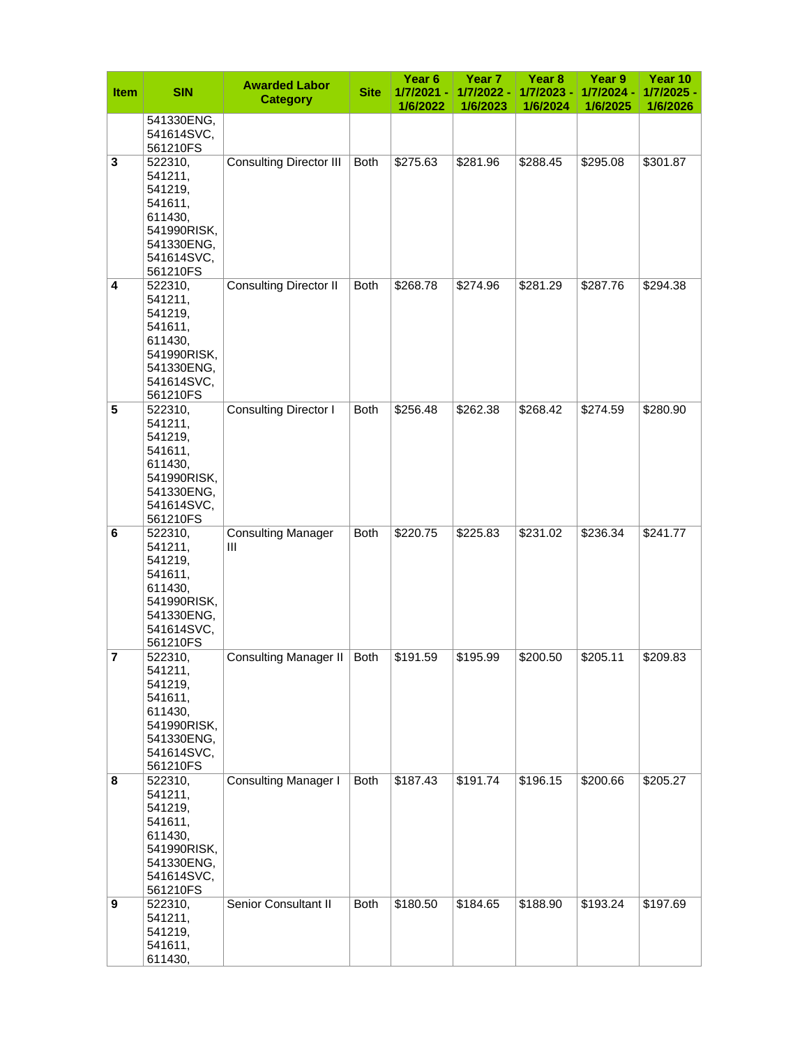| Item | SIN | Awarded Labor Category | Site | Year 6 1/7/2021 - 1/6/2022 | Year 7 1/7/2022 - 1/6/2023 | Year 8 1/7/2023 - 1/6/2024 | Year 9 1/7/2024 - 1/6/2025 | Year 10 1/7/2025 - 1/6/2026 |
|---|---|---|---|---|---|---|---|---|
| | 541330ENG, 541614SVC, 561210FS | | | | | | | |
| 3 | 522310, 541211, 541219, 541611, 611430, 541990RISK, 541330ENG, 541614SVC, 561210FS | Consulting Director III | Both | $275.63 | $281.96 | $288.45 | $295.08 | $301.87 |
| 4 | 522310, 541211, 541219, 541611, 611430, 541990RISK, 541330ENG, 541614SVC, 561210FS | Consulting Director II | Both | $268.78 | $274.96 | $281.29 | $287.76 | $294.38 |
| 5 | 522310, 541211, 541219, 541611, 611430, 541990RISK, 541330ENG, 541614SVC, 561210FS | Consulting Director I | Both | $256.48 | $262.38 | $268.42 | $274.59 | $280.90 |
| 6 | 522310, 541211, 541219, 541611, 611430, 541990RISK, 541330ENG, 541614SVC, 561210FS | Consulting Manager III | Both | $220.75 | $225.83 | $231.02 | $236.34 | $241.77 |
| 7 | 522310, 541211, 541219, 541611, 611430, 541990RISK, 541330ENG, 541614SVC, 561210FS | Consulting Manager II | Both | $191.59 | $195.99 | $200.50 | $205.11 | $209.83 |
| 8 | 522310, 541211, 541219, 541611, 611430, 541990RISK, 541330ENG, 541614SVC, 561210FS | Consulting Manager I | Both | $187.43 | $191.74 | $196.15 | $200.66 | $205.27 |
| 9 | 522310, 541211, 541219, 541611, 611430, | Senior Consultant II | Both | $180.50 | $184.65 | $188.90 | $193.24 | $197.69 |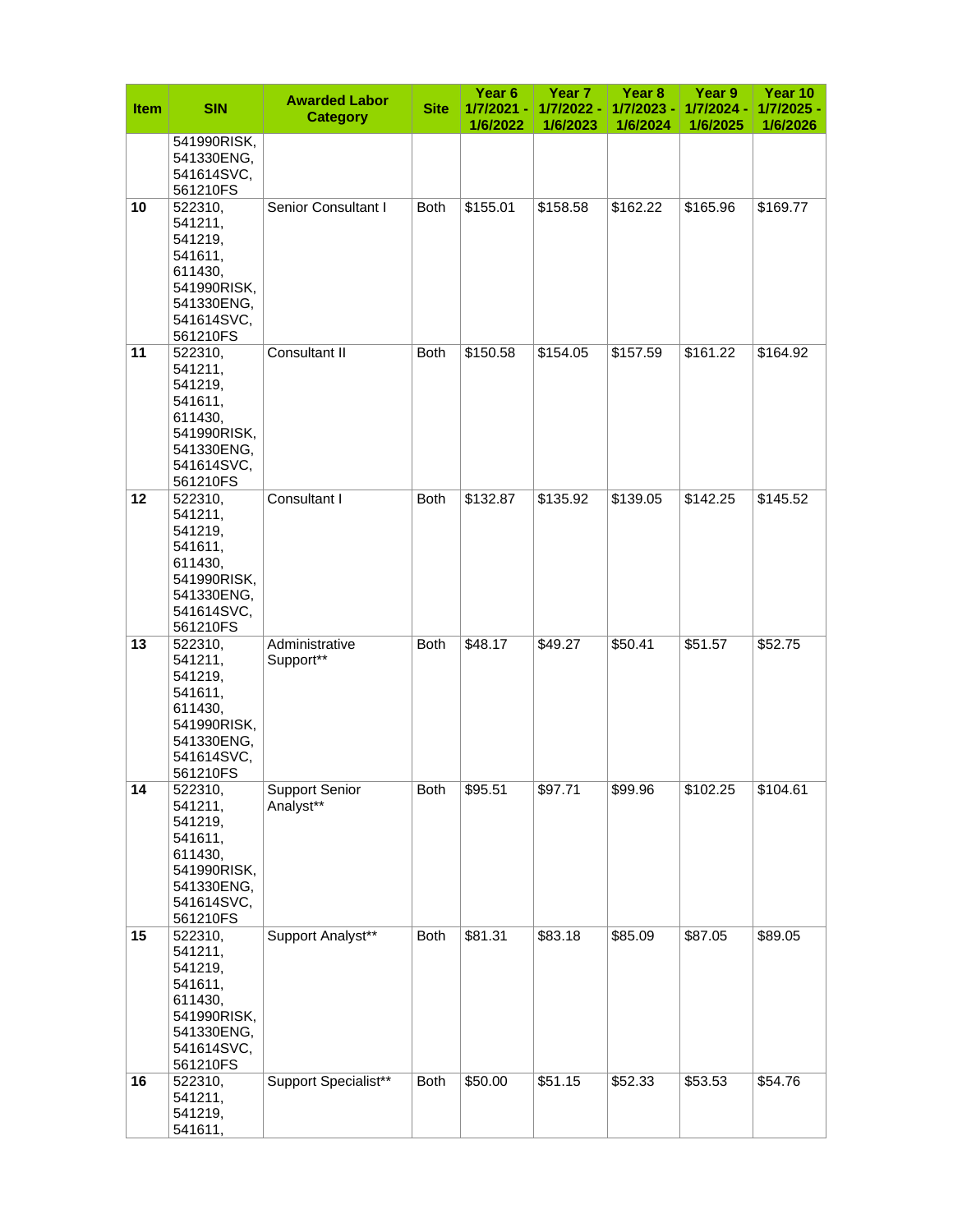| Item | SIN | Awarded Labor Category | Site | Year 6 1/7/2021 - 1/6/2022 | Year 7 1/7/2022 - 1/6/2023 | Year 8 1/7/2023 - 1/6/2024 | Year 9 1/7/2024 - 1/6/2025 | Year 10 1/7/2025 - 1/6/2026 |
|---|---|---|---|---|---|---|---|---|
| | 541990RISK, 541330ENG, 541614SVC, 561210FS | | | | | | | |
| 10 | 522310, 541211, 541219, 541611, 611430, 541990RISK, 541330ENG, 541614SVC, 561210FS | Senior Consultant I | Both | $155.01 | $158.58 | $162.22 | $165.96 | $169.77 |
| 11 | 522310, 541211, 541219, 541611, 611430, 541990RISK, 541330ENG, 541614SVC, 561210FS | Consultant II | Both | $150.58 | $154.05 | $157.59 | $161.22 | $164.92 |
| 12 | 522310, 541211, 541219, 541611, 611430, 541990RISK, 541330ENG, 541614SVC, 561210FS | Consultant I | Both | $132.87 | $135.92 | $139.05 | $142.25 | $145.52 |
| 13 | 522310, 541211, 541219, 541611, 611430, 541990RISK, 541330ENG, 541614SVC, 561210FS | Administrative Support** | Both | $48.17 | $49.27 | $50.41 | $51.57 | $52.75 |
| 14 | 522310, 541211, 541219, 541611, 611430, 541990RISK, 541330ENG, 541614SVC, 561210FS | Support Senior Analyst** | Both | $95.51 | $97.71 | $99.96 | $102.25 | $104.61 |
| 15 | 522310, 541211, 541219, 541611, 611430, 541990RISK, 541330ENG, 541614SVC, 561210FS | Support Analyst** | Both | $81.31 | $83.18 | $85.09 | $87.05 | $89.05 |
| 16 | 522310, 541211, 541219, 541611, | Support Specialist** | Both | $50.00 | $51.15 | $52.33 | $53.53 | $54.76 |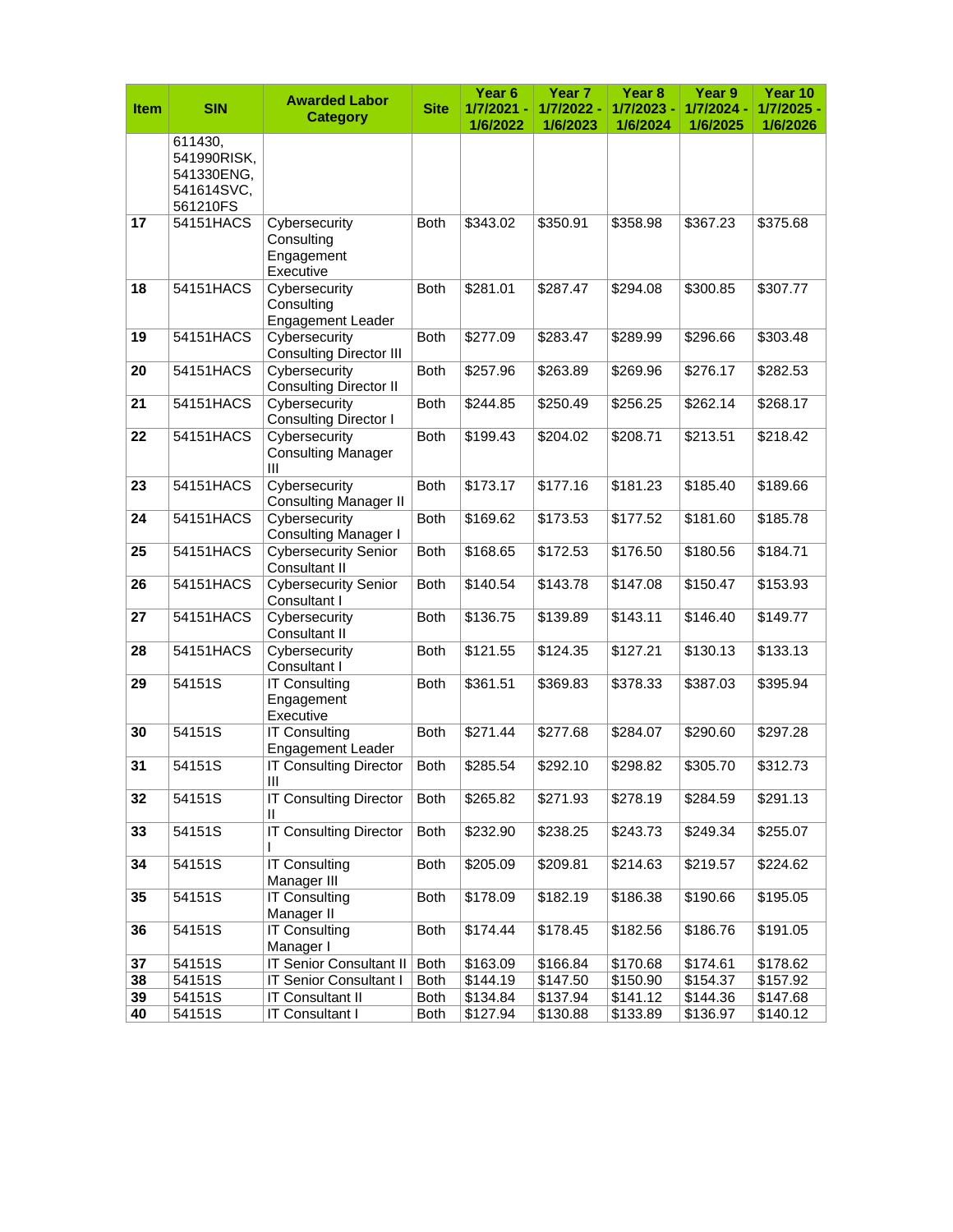| Item | SIN | Awarded Labor Category | Site | Year 6 1/7/2021 - 1/6/2022 | Year 7 1/7/2022 - 1/6/2023 | Year 8 1/7/2023 - 1/6/2024 | Year 9 1/7/2024 - 1/6/2025 | Year 10 1/7/2025 - 1/6/2026 |
|---|---|---|---|---|---|---|---|---|
| | 611430, 541990RISK, 541330ENG, 541614SVC, 561210FS | | | | | | | |
| 17 | 54151HACS | Cybersecurity Consulting Engagement Executive | Both | $343.02 | $350.91 | $358.98 | $367.23 | $375.68 |
| 18 | 54151HACS | Cybersecurity Consulting Engagement Leader | Both | $281.01 | $287.47 | $294.08 | $300.85 | $307.77 |
| 19 | 54151HACS | Cybersecurity Consulting Director III | Both | $277.09 | $283.47 | $289.99 | $296.66 | $303.48 |
| 20 | 54151HACS | Cybersecurity Consulting Director II | Both | $257.96 | $263.89 | $269.96 | $276.17 | $282.53 |
| 21 | 54151HACS | Cybersecurity Consulting Director I | Both | $244.85 | $250.49 | $256.25 | $262.14 | $268.17 |
| 22 | 54151HACS | Cybersecurity Consulting Manager III | Both | $199.43 | $204.02 | $208.71 | $213.51 | $218.42 |
| 23 | 54151HACS | Cybersecurity Consulting Manager II | Both | $173.17 | $177.16 | $181.23 | $185.40 | $189.66 |
| 24 | 54151HACS | Cybersecurity Consulting Manager I | Both | $169.62 | $173.53 | $177.52 | $181.60 | $185.78 |
| 25 | 54151HACS | Cybersecurity Senior Consultant II | Both | $168.65 | $172.53 | $176.50 | $180.56 | $184.71 |
| 26 | 54151HACS | Cybersecurity Senior Consultant I | Both | $140.54 | $143.78 | $147.08 | $150.47 | $153.93 |
| 27 | 54151HACS | Cybersecurity Consultant II | Both | $136.75 | $139.89 | $143.11 | $146.40 | $149.77 |
| 28 | 54151HACS | Cybersecurity Consultant I | Both | $121.55 | $124.35 | $127.21 | $130.13 | $133.13 |
| 29 | 54151S | IT Consulting Engagement Executive | Both | $361.51 | $369.83 | $378.33 | $387.03 | $395.94 |
| 30 | 54151S | IT Consulting Engagement Leader | Both | $271.44 | $277.68 | $284.07 | $290.60 | $297.28 |
| 31 | 54151S | IT Consulting Director III | Both | $285.54 | $292.10 | $298.82 | $305.70 | $312.73 |
| 32 | 54151S | IT Consulting Director II | Both | $265.82 | $271.93 | $278.19 | $284.59 | $291.13 |
| 33 | 54151S | IT Consulting Director I | Both | $232.90 | $238.25 | $243.73 | $249.34 | $255.07 |
| 34 | 54151S | IT Consulting Manager III | Both | $205.09 | $209.81 | $214.63 | $219.57 | $224.62 |
| 35 | 54151S | IT Consulting Manager II | Both | $178.09 | $182.19 | $186.38 | $190.66 | $195.05 |
| 36 | 54151S | IT Consulting Manager I | Both | $174.44 | $178.45 | $182.56 | $186.76 | $191.05 |
| 37 | 54151S | IT Senior Consultant II | Both | $163.09 | $166.84 | $170.68 | $174.61 | $178.62 |
| 38 | 54151S | IT Senior Consultant I | Both | $144.19 | $147.50 | $150.90 | $154.37 | $157.92 |
| 39 | 54151S | IT Consultant II | Both | $134.84 | $137.94 | $141.12 | $144.36 | $147.68 |
| 40 | 54151S | IT Consultant I | Both | $127.94 | $130.88 | $133.89 | $136.97 | $140.12 |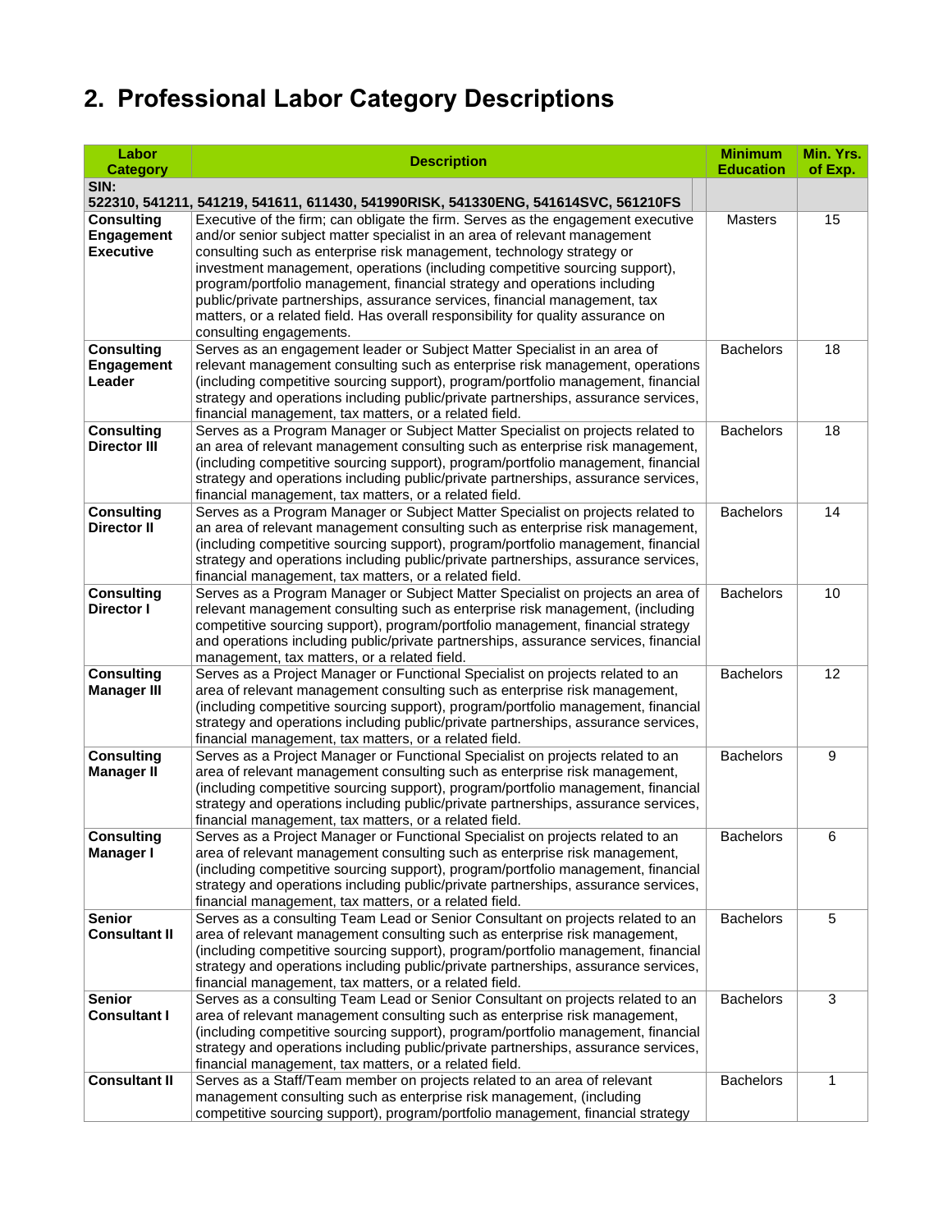## 2. Professional Labor Category Descriptions

| Labor Category | Description | Minimum Education | Min. Yrs. of Exp. |
|---|---|---|---|
| SIN: 522310, 541211, 541219, 541611, 611430, 541990RISK, 541330ENG, 541614SVC, 561210FS | | | |
| **Consulting Engagement Executive** | Executive of the firm; can obligate the firm. Serves as the engagement executive and/or senior subject matter specialist in an area of relevant management consulting such as enterprise risk management, technology strategy or investment management, operations (including competitive sourcing support), program/portfolio management, financial strategy and operations including public/private partnerships, assurance services, financial management, tax matters, or a related field. Has overall responsibility for quality assurance on consulting engagements. | Masters | 15 |
| **Consulting Engagement Leader** | Serves as an engagement leader or Subject Matter Specialist in an area of relevant management consulting such as enterprise risk management, operations (including competitive sourcing support), program/portfolio management, financial strategy and operations including public/private partnerships, assurance services, financial management, tax matters, or a related field. | Bachelors | 18 |
| **Consulting Director III** | Serves as a Program Manager or Subject Matter Specialist on projects related to an area of relevant management consulting such as enterprise risk management, (including competitive sourcing support), program/portfolio management, financial strategy and operations including public/private partnerships, assurance services, financial management, tax matters, or a related field. | Bachelors | 18 |
| **Consulting Director II** | Serves as a Program Manager or Subject Matter Specialist on projects related to an area of relevant management consulting such as enterprise risk management, (including competitive sourcing support), program/portfolio management, financial strategy and operations including public/private partnerships, assurance services, financial management, tax matters, or a related field. | Bachelors | 14 |
| **Consulting Director I** | Serves as a Program Manager or Subject Matter Specialist on projects an area of relevant management consulting such as enterprise risk management, (including competitive sourcing support), program/portfolio management, financial strategy and operations including public/private partnerships, assurance services, financial management, tax matters, or a related field. | Bachelors | 10 |
| **Consulting Manager III** | Serves as a Project Manager or Functional Specialist on projects related to an area of relevant management consulting such as enterprise risk management, (including competitive sourcing support), program/portfolio management, financial strategy and operations including public/private partnerships, assurance services, financial management, tax matters, or a related field. | Bachelors | 12 |
| **Consulting Manager II** | Serves as a Project Manager or Functional Specialist on projects related to an area of relevant management consulting such as enterprise risk management, (including competitive sourcing support), program/portfolio management, financial strategy and operations including public/private partnerships, assurance services, financial management, tax matters, or a related field. | Bachelors | 9 |
| **Consulting Manager I** | Serves as a Project Manager or Functional Specialist on projects related to an area of relevant management consulting such as enterprise risk management, (including competitive sourcing support), program/portfolio management, financial strategy and operations including public/private partnerships, assurance services, financial management, tax matters, or a related field. | Bachelors | 6 |
| **Senior Consultant II** | Serves as a consulting Team Lead or Senior Consultant on projects related to an area of relevant management consulting such as enterprise risk management, (including competitive sourcing support), program/portfolio management, financial strategy and operations including public/private partnerships, assurance services, financial management, tax matters, or a related field. | Bachelors | 5 |
| **Senior Consultant I** | Serves as a consulting Team Lead or Senior Consultant on projects related to an area of relevant management consulting such as enterprise risk management, (including competitive sourcing support), program/portfolio management, financial strategy and operations including public/private partnerships, assurance services, financial management, tax matters, or a related field. | Bachelors | 3 |
| **Consultant II** | Serves as a Staff/Team member on projects related to an area of relevant management consulting such as enterprise risk management, (including competitive sourcing support), program/portfolio management, financial strategy | Bachelors | 1 |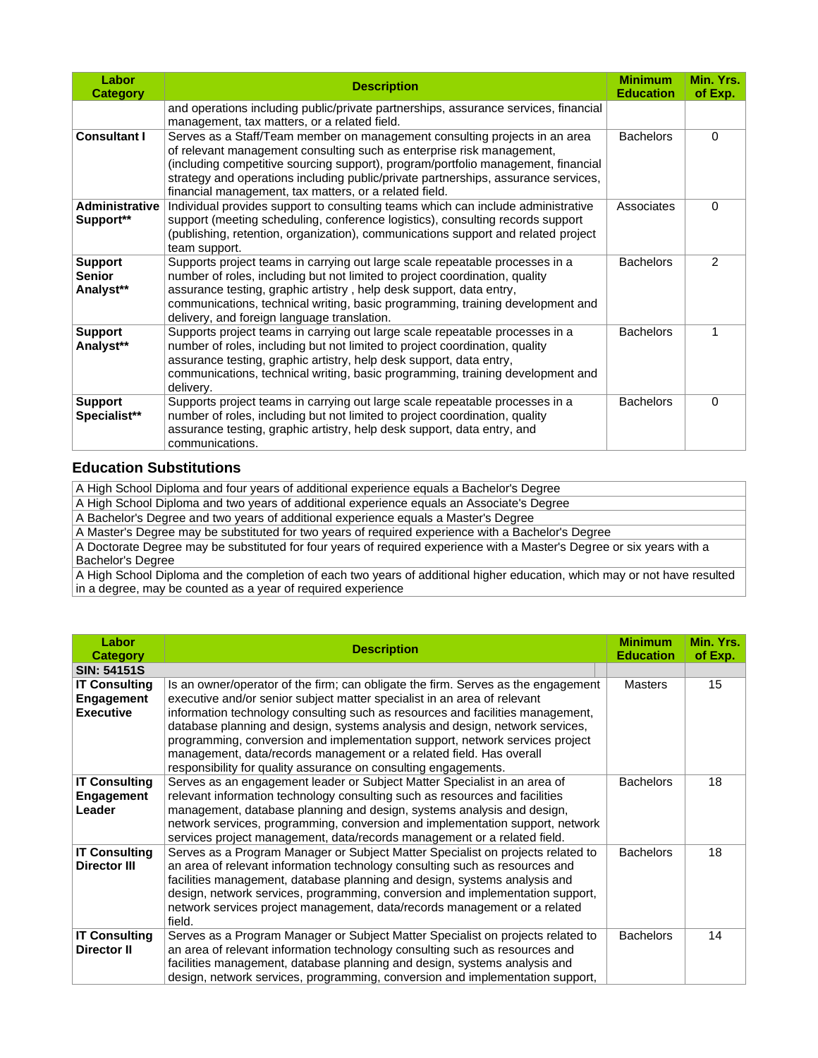| Labor Category | Description | Minimum Education | Min. Yrs. of Exp. |
|---|---|---|---|
| | and operations including public/private partnerships, assurance services, financial management, tax matters, or a related field. | | |
| **Consultant I** | Serves as a Staff/Team member on management consulting projects in an area of relevant management consulting such as enterprise risk management, (including competitive sourcing support), program/portfolio management, financial strategy and operations including public/private partnerships, assurance services, financial management, tax matters, or a related field. | Bachelors | 0 |
| **Administrative Support**** | Individual provides support to consulting teams which can include administrative support (meeting scheduling, conference logistics), consulting records support (publishing, retention, organization), communications support and related project team support. | Associates | 0 |
| **Support Senior Analyst**** | Supports project teams in carrying out large scale repeatable processes in a number of roles, including but not limited to project coordination, quality assurance testing, graphic artistry , help desk support, data entry, communications, technical writing, basic programming, training development and delivery, and foreign language translation. | Bachelors | 2 |
| **Support Analyst**** | Supports project teams in carrying out large scale repeatable processes in a number of roles, including but not limited to project coordination, quality assurance testing, graphic artistry, help desk support, data entry, communications, technical writing, basic programming, training development and delivery. | Bachelors | 1 |
| **Support Specialist**** | Supports project teams in carrying out large scale repeatable processes in a number of roles, including but not limited to project coordination, quality assurance testing, graphic artistry, help desk support, data entry, and communications. | Bachelors | 0 |

## Education Substitutions

| |
|---|
| A High School Diploma and four years of additional experience equals a Bachelor's Degree |
| A High School Diploma and two years of additional experience equals an Associate's Degree |
| A Bachelor's Degree and two years of additional experience equals a Master's Degree |
| A Master's Degree may be substituted for two years of required experience with a Bachelor's Degree |
| A Doctorate Degree may be substituted for four years of required experience with a Master's Degree or six years with a Bachelor's Degree |
| A High School Diploma and the completion of each two years of additional higher education, which may or not have resulted in a degree, may be counted as a year of required experience |

| Labor Category | Description | Minimum Education | Min. Yrs. of Exp. |
|---|---|---|---|
| **SIN: 54151S** | | | |
| **IT Consulting Engagement Executive** | Is an owner/operator of the firm; can obligate the firm. Serves as the engagement executive and/or senior subject matter specialist in an area of relevant information technology consulting such as resources and facilities management, database planning and design, systems analysis and design, network services, programming, conversion and implementation support, network services project management, data/records management or a related field. Has overall responsibility for quality assurance on consulting engagements. | Masters | 15 |
| **IT Consulting Engagement Leader** | Serves as an engagement leader or Subject Matter Specialist in an area of relevant information technology consulting such as resources and facilities management, database planning and design, systems analysis and design, network services, programming, conversion and implementation support, network services project management, data/records management or a related field. | Bachelors | 18 |
| **IT Consulting Director III** | Serves as a Program Manager or Subject Matter Specialist on projects related to an area of relevant information technology consulting such as resources and facilities management, database planning and design, systems analysis and design, network services, programming, conversion and implementation support, network services project management, data/records management or a related field. | Bachelors | 18 |
| **IT Consulting Director II** | Serves as a Program Manager or Subject Matter Specialist on projects related to an area of relevant information technology consulting such as resources and facilities management, database planning and design, systems analysis and design, network services, programming, conversion and implementation support, | Bachelors | 14 |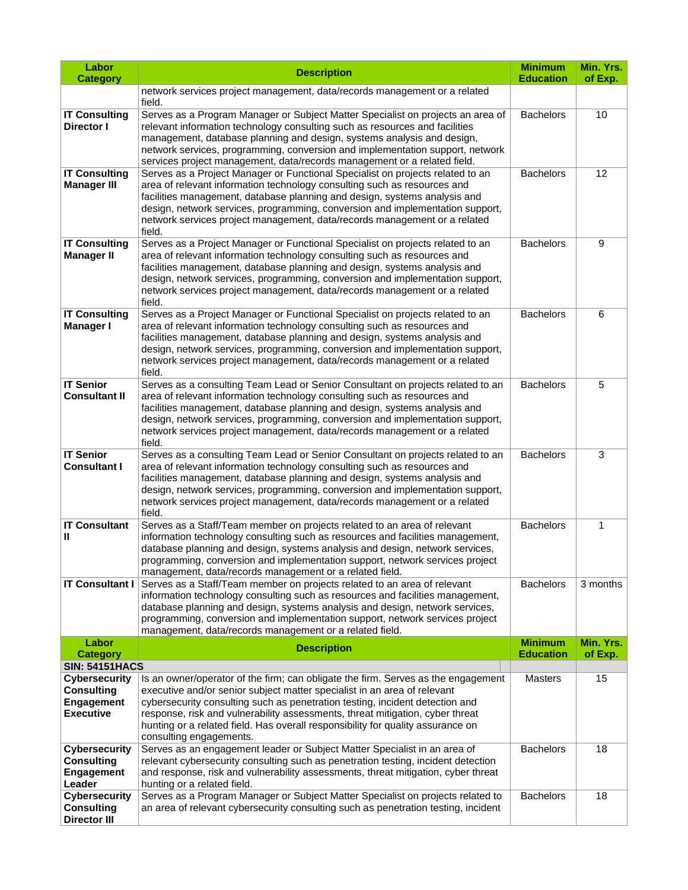| Labor Category | Description | Minimum Education | Min. Yrs. of Exp. |
|---|---|---|---|
| | network services project management, data/records management or a related field. | | |
| **IT Consulting Director I** | Serves as a Program Manager or Subject Matter Specialist on projects an area of relevant information technology consulting such as resources and facilities management, database planning and design, systems analysis and design, network services, programming, conversion and implementation support, network services project management, data/records management or a related field. | Bachelors | 10 |
| **IT Consulting Manager III** | Serves as a Project Manager or Functional Specialist on projects related to an area of relevant information technology consulting such as resources and facilities management, database planning and design, systems analysis and design, network services, programming, conversion and implementation support, network services project management, data/records management or a related field. | Bachelors | 12 |
| **IT Consulting Manager II** | Serves as a Project Manager or Functional Specialist on projects related to an area of relevant information technology consulting such as resources and facilities management, database planning and design, systems analysis and design, network services, programming, conversion and implementation support, network services project management, data/records management or a related field. | Bachelors | 9 |
| **IT Consulting Manager I** | Serves as a Project Manager or Functional Specialist on projects related to an area of relevant information technology consulting such as resources and facilities management, database planning and design, systems analysis and design, network services, programming, conversion and implementation support, network services project management, data/records management or a related field. | Bachelors | 6 |
| **IT Senior Consultant II** | Serves as a consulting Team Lead or Senior Consultant on projects related to an area of relevant information technology consulting such as resources and facilities management, database planning and design, systems analysis and design, network services, programming, conversion and implementation support, network services project management, data/records management or a related field. | Bachelors | 5 |
| **IT Senior Consultant I** | Serves as a consulting Team Lead or Senior Consultant on projects related to an area of relevant information technology consulting such as resources and facilities management, database planning and design, systems analysis and design, network services, programming, conversion and implementation support, network services project management, data/records management or a related field. | Bachelors | 3 |
| **IT Consultant II** | Serves as a Staff/Team member on projects related to an area of relevant information technology consulting such as resources and facilities management, database planning and design, systems analysis and design, network services, programming, conversion and implementation support, network services project management, data/records management or a related field. | Bachelors | 1 |
| **IT Consultant I** | Serves as a Staff/Team member on projects related to an area of relevant information technology consulting such as resources and facilities management, database planning and design, systems analysis and design, network services, programming, conversion and implementation support, network services project management, data/records management or a related field. | Bachelors | 3 months |

| Labor Category | Description | Minimum Education | Min. Yrs. of Exp. |
|---|---|---|---|
| **SIN: 54151HACS** | | | |
| **Cybersecurity Consulting Engagement Executive** | Is an owner/operator of the firm; can obligate the firm. Serves as the engagement executive and/or senior subject matter specialist in an area of relevant cybersecurity consulting such as penetration testing, incident detection and response, risk and vulnerability assessments, threat mitigation, cyber threat hunting or a related field. Has overall responsibility for quality assurance on consulting engagements. | Masters | 15 |
| **Cybersecurity Consulting Engagement Leader** | Serves as an engagement leader or Subject Matter Specialist in an area of relevant cybersecurity consulting such as penetration testing, incident detection and response, risk and vulnerability assessments, threat mitigation, cyber threat hunting or a related field. | Bachelors | 18 |
| **Cybersecurity Consulting Director III** | Serves as a Program Manager or Subject Matter Specialist on projects related to an area of relevant cybersecurity consulting such as penetration testing, incident | Bachelors | 18 |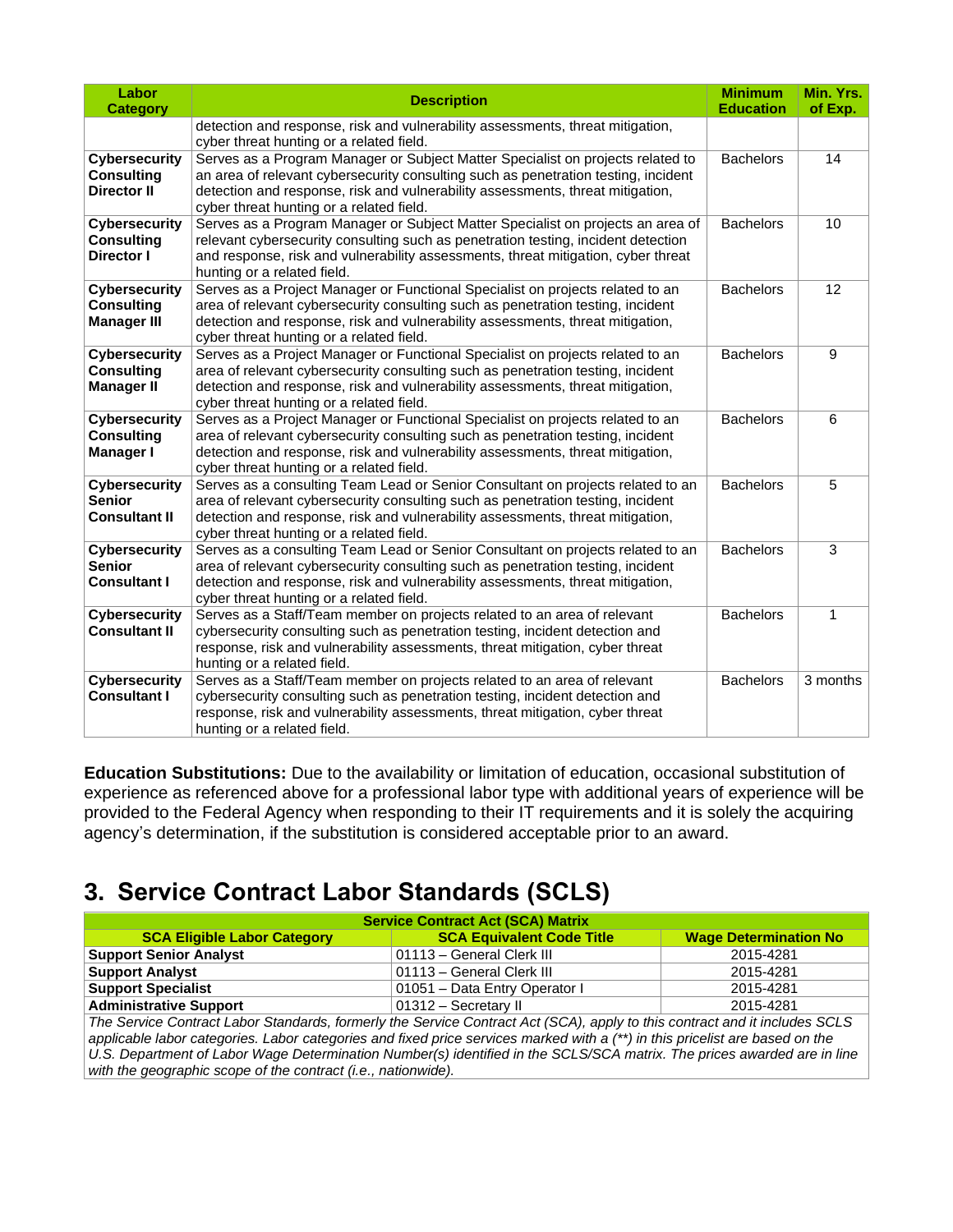| Labor Category | Description | Minimum Education | Min. Yrs. of Exp. |
|---|---|---|---|
| | detection and response, risk and vulnerability assessments, threat mitigation, cyber threat hunting or a related field. | | |
| **Cybersecurity Consulting Director II** | Serves as a Program Manager or Subject Matter Specialist on projects related to an area of relevant cybersecurity consulting such as penetration testing, incident detection and response, risk and vulnerability assessments, threat mitigation, cyber threat hunting or a related field. | Bachelors | 14 |
| **Cybersecurity Consulting Director I** | Serves as a Program Manager or Subject Matter Specialist on projects an area of relevant cybersecurity consulting such as penetration testing, incident detection and response, risk and vulnerability assessments, threat mitigation, cyber threat hunting or a related field. | Bachelors | 10 |
| **Cybersecurity Consulting Manager III** | Serves as a Project Manager or Functional Specialist on projects related to an area of relevant cybersecurity consulting such as penetration testing, incident detection and response, risk and vulnerability assessments, threat mitigation, cyber threat hunting or a related field. | Bachelors | 12 |
| **Cybersecurity Consulting Manager II** | Serves as a Project Manager or Functional Specialist on projects related to an area of relevant cybersecurity consulting such as penetration testing, incident detection and response, risk and vulnerability assessments, threat mitigation, cyber threat hunting or a related field. | Bachelors | 9 |
| **Cybersecurity Consulting Manager I** | Serves as a Project Manager or Functional Specialist on projects related to an area of relevant cybersecurity consulting such as penetration testing, incident detection and response, risk and vulnerability assessments, threat mitigation, cyber threat hunting or a related field. | Bachelors | 6 |
| **Cybersecurity Senior Consultant II** | Serves as a consulting Team Lead or Senior Consultant on projects related to an area of relevant cybersecurity consulting such as penetration testing, incident detection and response, risk and vulnerability assessments, threat mitigation, cyber threat hunting or a related field. | Bachelors | 5 |
| **Cybersecurity Senior Consultant I** | Serves as a consulting Team Lead or Senior Consultant on projects related to an area of relevant cybersecurity consulting such as penetration testing, incident detection and response, risk and vulnerability assessments, threat mitigation, cyber threat hunting or a related field. | Bachelors | 3 |
| **Cybersecurity Consultant II** | Serves as a Staff/Team member on projects related to an area of relevant cybersecurity consulting such as penetration testing, incident detection and response, risk and vulnerability assessments, threat mitigation, cyber threat hunting or a related field. | Bachelors | 1 |
| **Cybersecurity Consultant I** | Serves as a Staff/Team member on projects related to an area of relevant cybersecurity consulting such as penetration testing, incident detection and response, risk and vulnerability assessments, threat mitigation, cyber threat hunting or a related field. | Bachelors | 3 months |

**Education Substitutions:** Due to the availability or limitation of education, occasional substitution of experience as referenced above for a professional labor type with additional years of experience will be provided to the Federal Agency when responding to their IT requirements and it is solely the acquiring agency's determination, if the substitution is considered acceptable prior to an award.

# 3. Service Contract Labor Standards (SCLS)

| Service Contract Act (SCA) Matrix | | |
|---|---|---|
| **SCA Eligible Labor Category** | **SCA Equivalent Code Title** | **Wage Determination No** |
| **Support Senior Analyst** | 01113 – General Clerk III | 2015-4281 |
| **Support Analyst** | 01113 – General Clerk III | 2015-4281 |
| **Support Specialist** | 01051 – Data Entry Operator I | 2015-4281 |
| **Administrative Support** | 01312 – Secretary II | 2015-4281 |
| *The Service Contract Labor Standards, formerly the Service Contract Act (SCA), apply to this contract and it includes SCLS applicable labor categories. Labor categories and fixed price services marked with a (**) in this pricelist are based on the U.S. Department of Labor Wage Determination Number(s) identified in the SCLS/SCA matrix. The prices awarded are in line with the geographic scope of the contract (i.e., nationwide).* | | |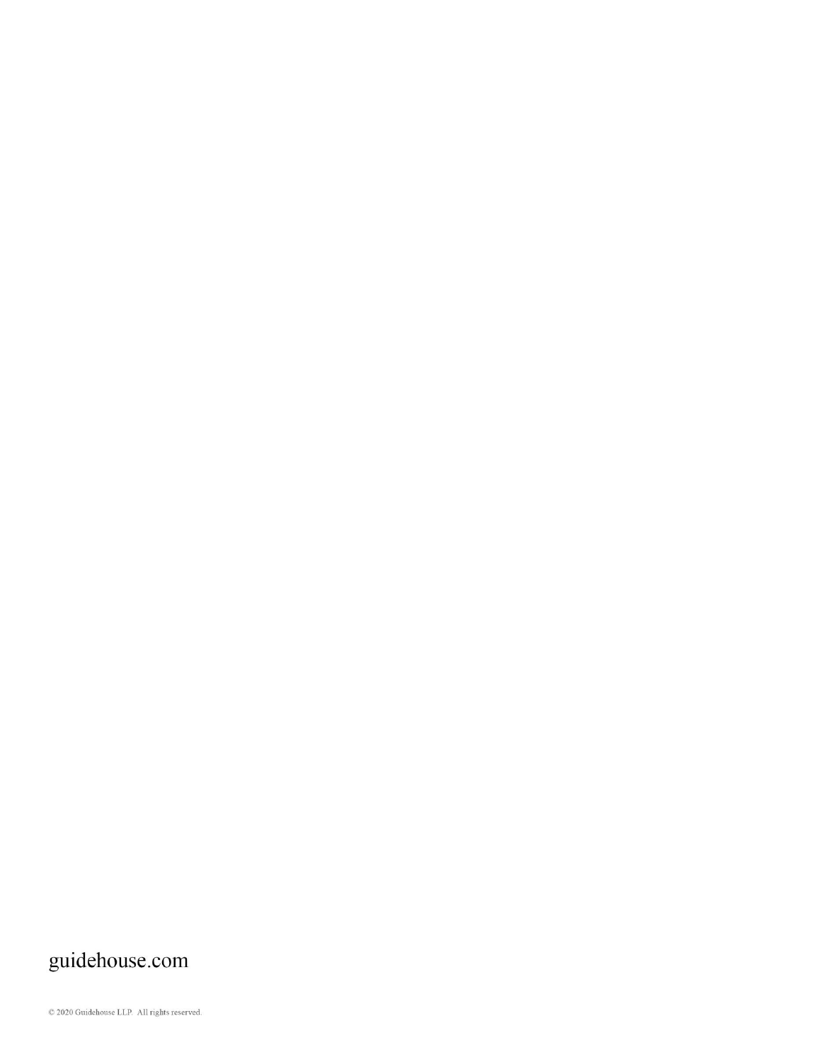guidehouse.com

© 2020 Guidehouse LLP. All rights reserved.